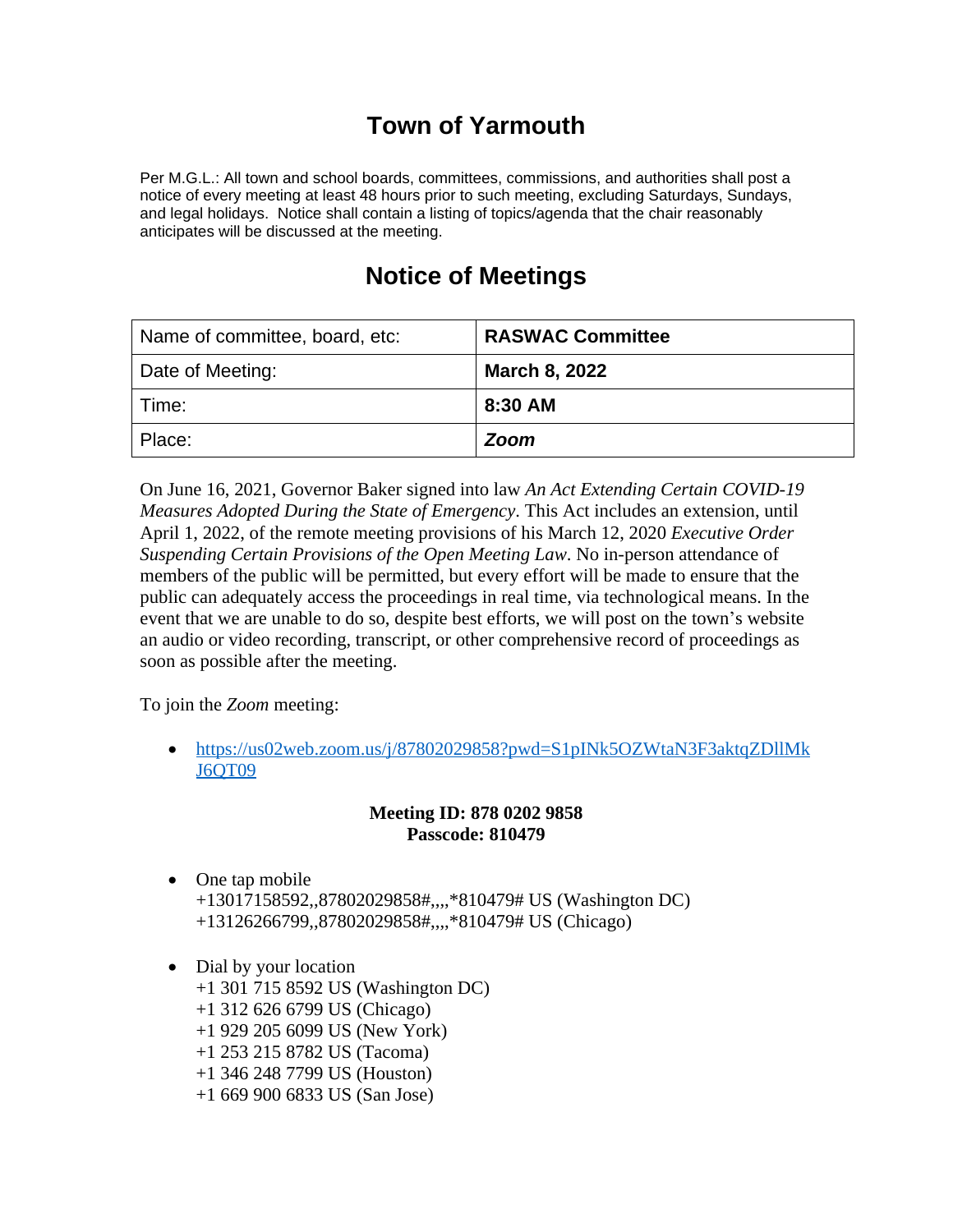# Town of Yarmouth

Per M.G.L.: All town and school boards, committees, commissions, and authorities shall post a notice of every meeting at least 48 hours prior to such meeting, excluding Saturdays, Sundays, and legal holidays. Notice shall contain a listing of topics/agenda that the chair reasonably anticipates will be discussed at the meeting.

# Notice of Meetings

| Name of committee, board, etc: | **RASWAC Committee** |
|---|---|
| Date of Meeting: | **March 8, 2022** |
| Time: | **8:30 AM** |
| Place: | ***Zoom*** |

On June 16, 2021, Governor Baker signed into law *An Act Extending Certain COVID-19 Measures Adopted During the State of Emergency*. This Act includes an extension, until April 1, 2022, of the remote meeting provisions of his March 12, 2020 *Executive Order Suspending Certain Provisions of the Open Meeting Law*. No in-person attendance of members of the public will be permitted, but every effort will be made to ensure that the public can adequately access the proceedings in real time, via technological means. In the event that we are unable to do so, despite best efforts, we will post on the town's website an audio or video recording, transcript, or other comprehensive record of proceedings as soon as possible after the meeting.

To join the *Zoom* meeting:

- https://us02web.zoom.us/j/87802029858?pwd=S1pINk5OZWtaN3F3aktqZDllMkJ6QT09

**Meeting ID: 878 0202 9858**
**Passcode: 810479**

- One tap mobile
  +13017158592,,87802029858#,,,,*810479# US (Washington DC)
  +13126266799,,87802029858#,,,,*810479# US (Chicago)

- Dial by your location
  +1 301 715 8592 US (Washington DC)
  +1 312 626 6799 US (Chicago)
  +1 929 205 6099 US (New York)
  +1 253 215 8782 US (Tacoma)
  +1 346 248 7799 US (Houston)
  +1 669 900 6833 US (San Jose)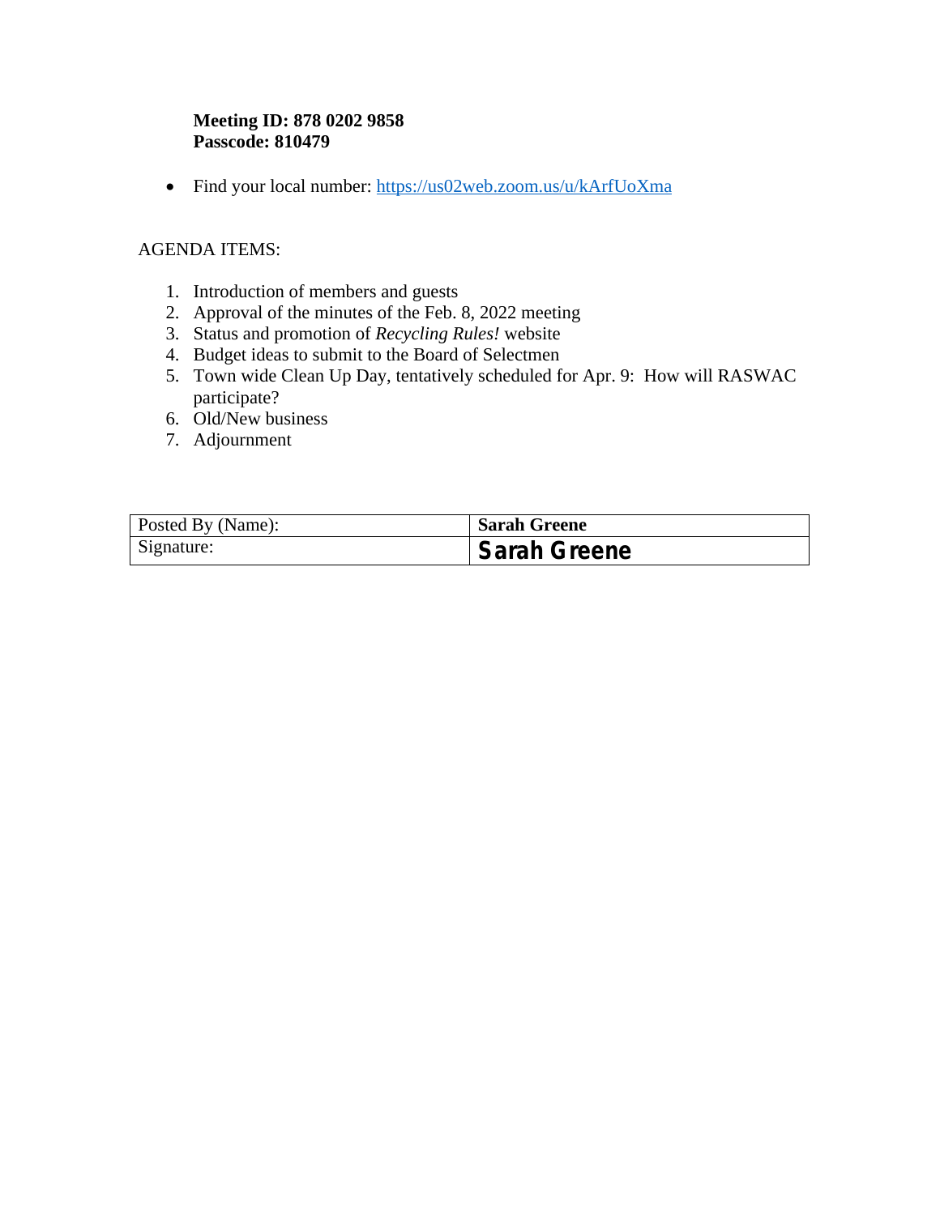**Meeting ID: 878 0202 9858**
**Passcode: 810479**

- Find your local number: https://us02web.zoom.us/u/kArfUoXma

AGENDA ITEMS:

1. Introduction of members and guests
2. Approval of the minutes of the Feb. 8, 2022 meeting
3. Status and promotion of *Recycling Rules!* website
4. Budget ideas to submit to the Board of Selectmen
5. Town wide Clean Up Day, tentatively scheduled for Apr. 9: How will RASWAC participate?
6. Old/New business
7. Adjournment

| | |
|---|---|
| Posted By (Name): | **Sarah Greene** |
| Signature: | **Sarah Greene** |